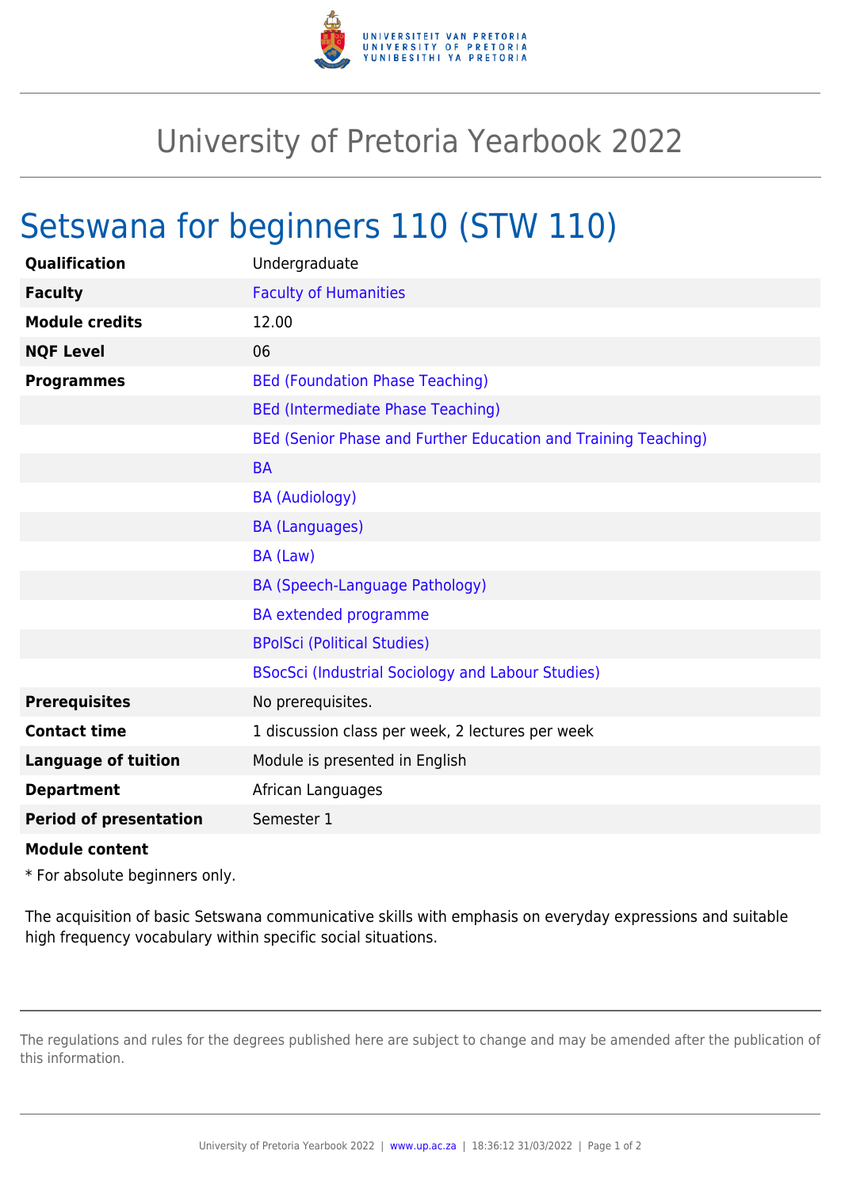# University of Pretoria Yearbook 2022

## Setswana for beginners 110 (STW 110)

| | |
|---|---|
| **Qualification** | Undergraduate |
| **Faculty** | Faculty of Humanities |
| **Module credits** | 12.00 |
| **NQF Level** | 06 |
| **Programmes** | BEd (Foundation Phase Teaching) |
| | BEd (Intermediate Phase Teaching) |
| | BEd (Senior Phase and Further Education and Training Teaching) |
| | BA |
| | BA (Audiology) |
| | BA (Languages) |
| | BA (Law) |
| | BA (Speech-Language Pathology) |
| | BA extended programme |
| | BPolSci (Political Studies) |
| | BSocSci (Industrial Sociology and Labour Studies) |
| **Prerequisites** | No prerequisites. |
| **Contact time** | 1 discussion class per week, 2 lectures per week |
| **Language of tuition** | Module is presented in English |
| **Department** | African Languages |
| **Period of presentation** | Semester 1 |

**Module content**

* For absolute beginners only.

The acquisition of basic Setswana communicative skills with emphasis on everyday expressions and suitable high frequency vocabulary within specific social situations.

The regulations and rules for the degrees published here are subject to change and may be amended after the publication of this information.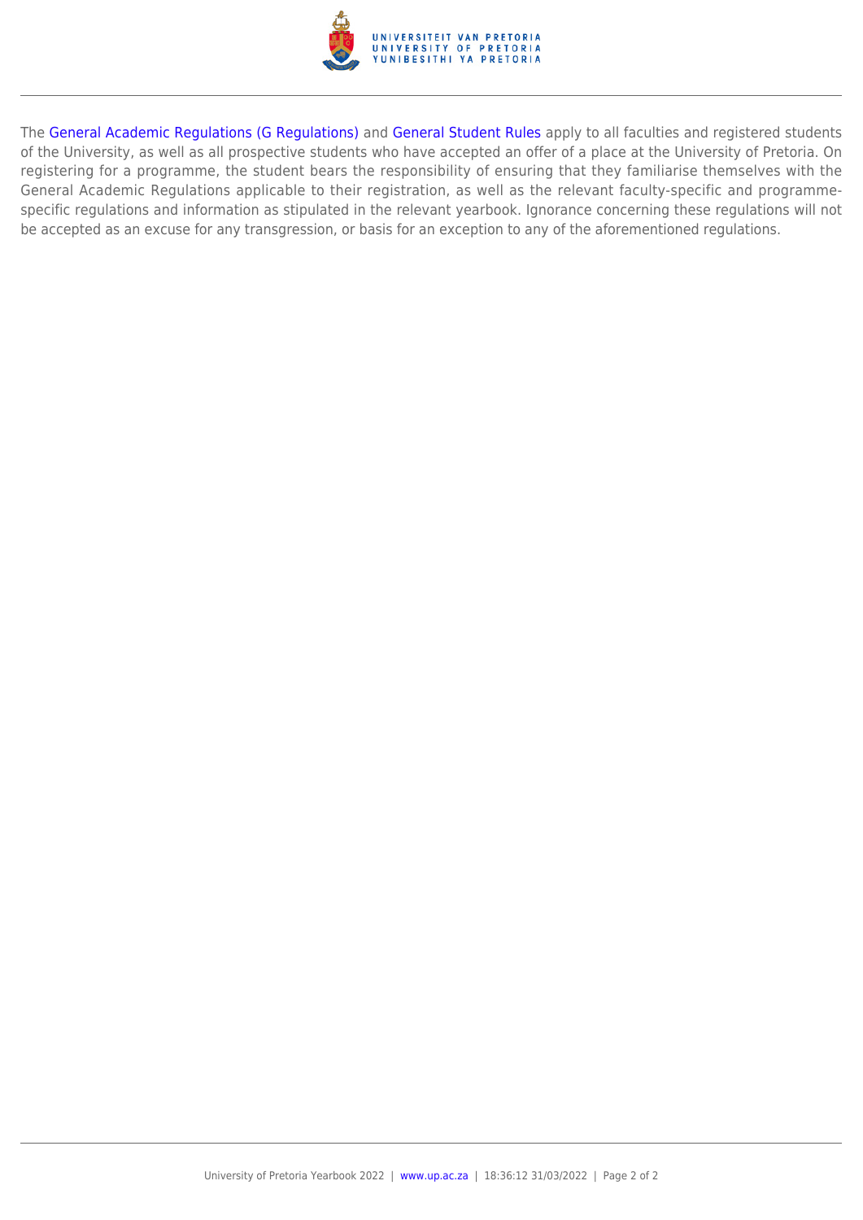The General Academic Regulations (G Regulations) and General Student Rules apply to all faculties and registered students of the University, as well as all prospective students who have accepted an offer of a place at the University of Pretoria. On registering for a programme, the student bears the responsibility of ensuring that they familiarise themselves with the General Academic Regulations applicable to their registration, as well as the relevant faculty-specific and programme-specific regulations and information as stipulated in the relevant yearbook. Ignorance concerning these regulations will not be accepted as an excuse for any transgression, or basis for an exception to any of the aforementioned regulations.